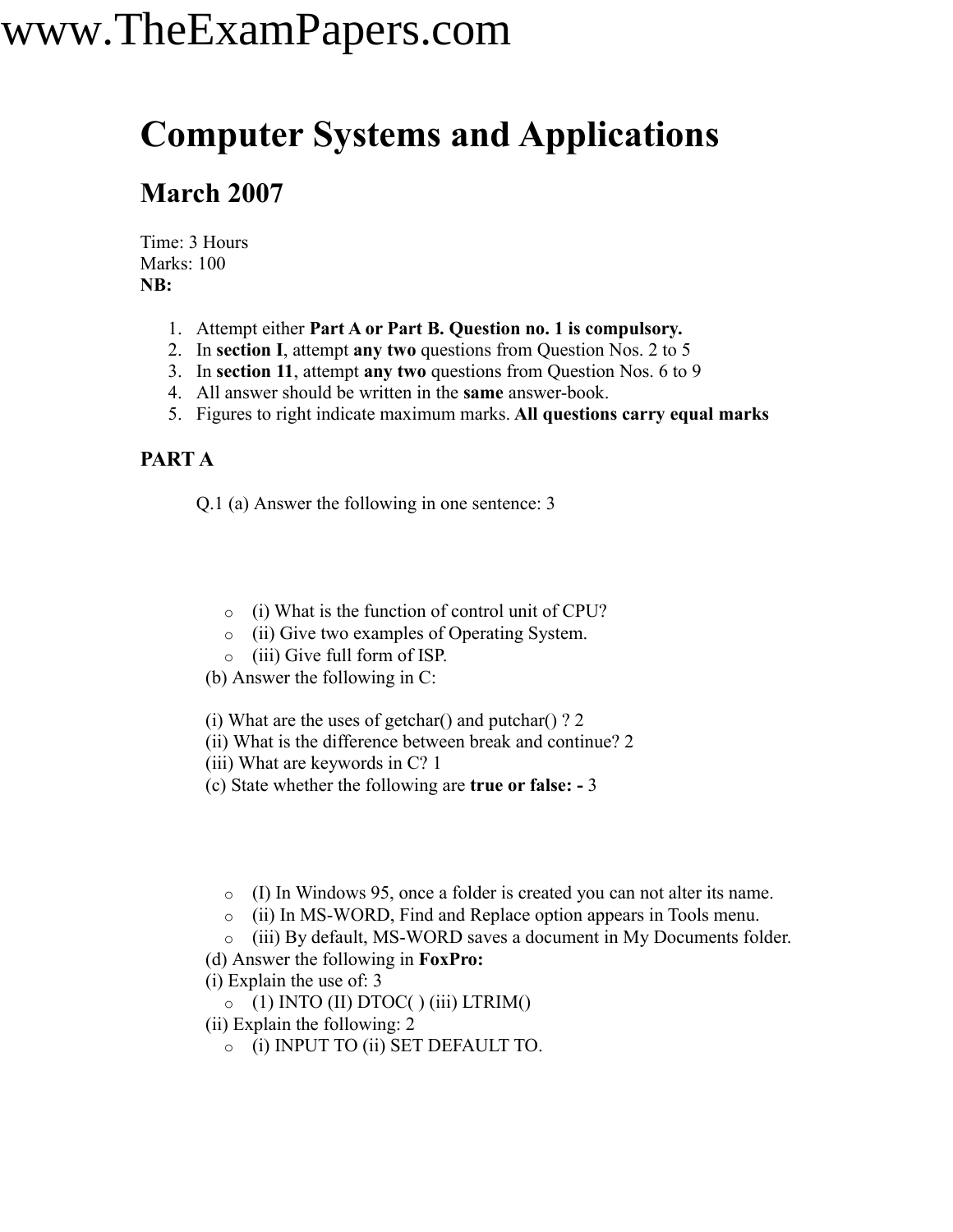# Computer Systems and Applications

## March 2007

Time: 3 Hours
Marks: 100
**NB:**

1. Attempt either **Part A or Part B. Question no. 1 is compulsory.**
2. In **section I**, attempt **any two** questions from Question Nos. 2 to 5
3. In **section 11**, attempt **any two** questions from Question Nos. 6 to 9
4. All answer should be written in the **same** answer-book.
5. Figures to right indicate maximum marks. **All questions carry equal marks**

**PART A**

Q.1 (a) Answer the following in one sentence: 3

- (i) What is the function of control unit of CPU?
- (ii) Give two examples of Operating System.
- (iii) Give full form of ISP.

(b) Answer the following in C:

(i) What are the uses of getchar() and putchar() ? 2
(ii) What is the difference between break and continue? 2
(iii) What are keywords in C? 1

(c) State whether the following are **true or false: -** 3

- (I) In Windows 95, once a folder is created you can not alter its name.
- (ii) In MS-WORD, Find and Replace option appears in Tools menu.
- (iii) By default, MS-WORD saves a document in My Documents folder.

(d) Answer the following in **FoxPro:**
(i) Explain the use of: 3

- (1) INTO (II) DTOC( ) (iii) LTRIM()

(ii) Explain the following: 2

- (i) INPUT TO (ii) SET DEFAULT TO.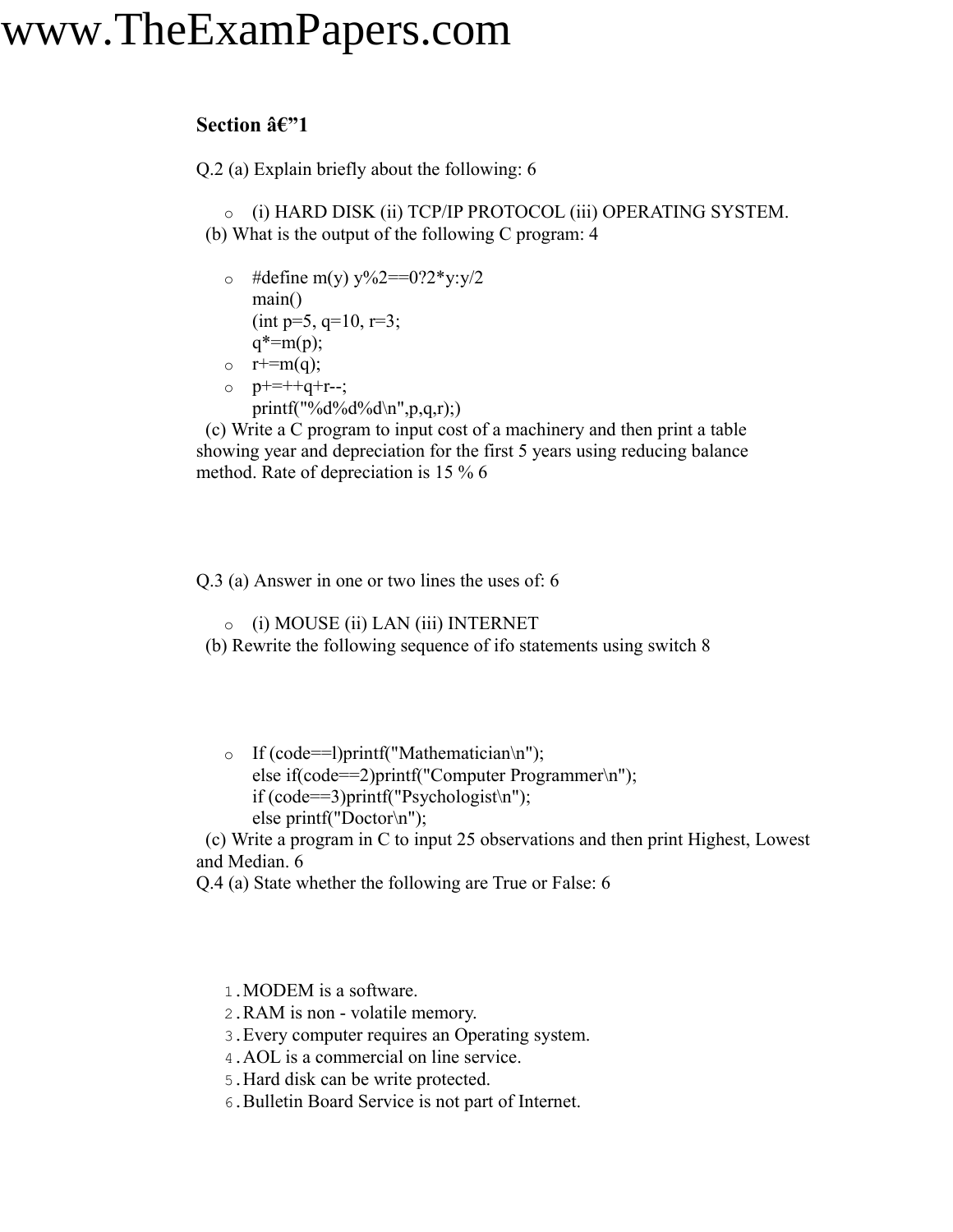www.TheExamPapers.com

**Section â€"1**

Q.2 (a) Explain briefly about the following: 6

- (i) HARD DISK (ii) TCP/IP PROTOCOL (iii) OPERATING SYSTEM.

(b) What is the output of the following C program: 4

```
#define m(y) y%2==0?2*y:y/2
main()
(int p=5, q=10, r=3;
q*=m(p);
r+=m(q);
p+=++q+r--;
printf("%d%d%d\n",p,q,r);)
```

(c) Write a C program to input cost of a machinery and then print a table showing year and depreciation for the first 5 years using reducing balance method. Rate of depreciation is 15 % 6

Q.3 (a) Answer in one or two lines the uses of: 6

- (i) MOUSE (ii) LAN (iii) INTERNET

(b) Rewrite the following sequence of ifo statements using switch 8

```
If (code==l)printf("Mathematician\n");
else if(code==2)printf("Computer Programmer\n");
if (code==3)printf("Psychologist\n");
else printf("Doctor\n");
```

(c) Write a program in C to input 25 observations and then print Highest, Lowest and Median. 6

Q.4 (a) State whether the following are True or False: 6

1. MODEM is a software.
2. RAM is non - volatile memory.
3. Every computer requires an Operating system.
4. AOL is a commercial on line service.
5. Hard disk can be write protected.
6. Bulletin Board Service is not part of Internet.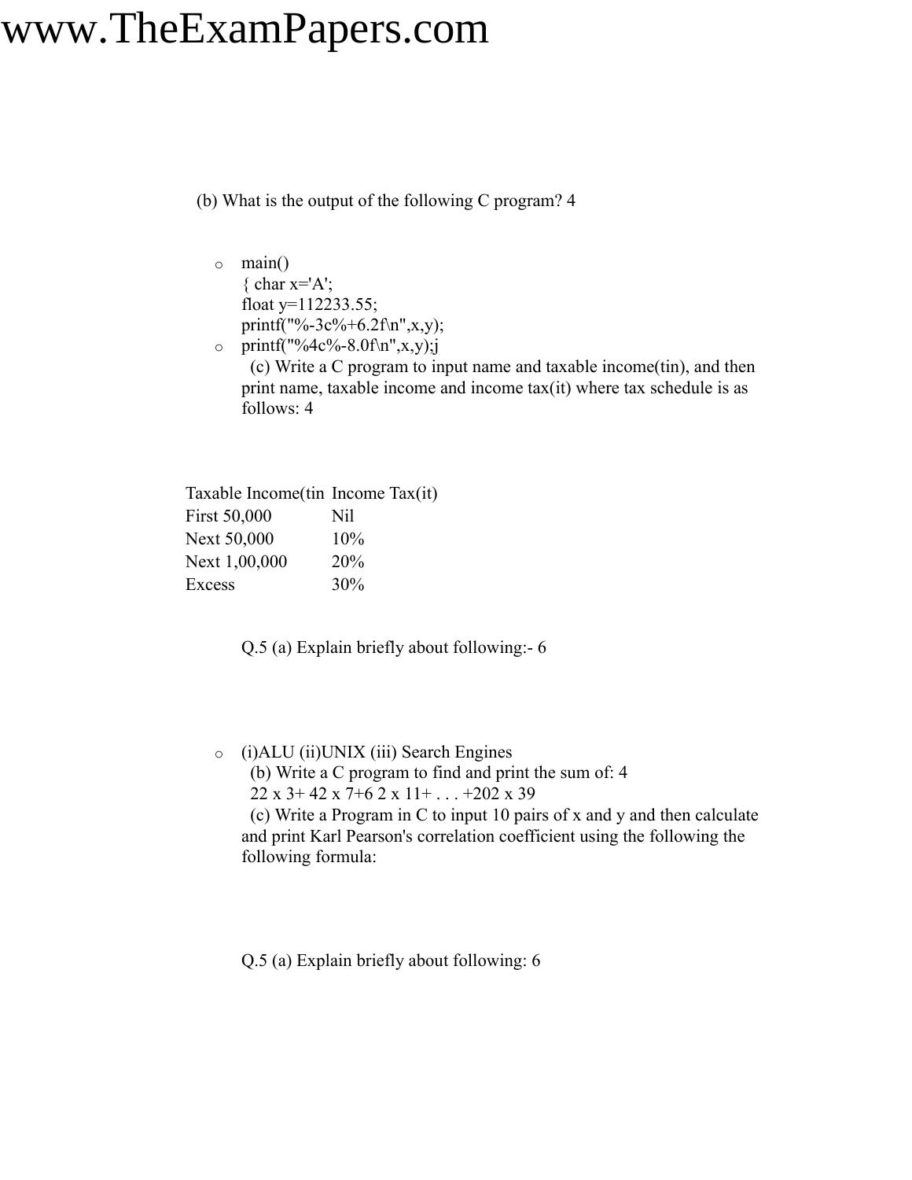(b) What is the output of the following C program? 4

- main()
  { char x='A';
  float y=112233.55;
  printf("%-3c%+6.2f\n",x,y);
- printf("%4c%-8.0f\n",x,y);j
  (c) Write a C program to input name and taxable income(tin), and then print name, taxable income and income tax(it) where tax schedule is as follows: 4

| Taxable Income(tin | Income Tax(it) |
| --- | --- |
| First 50,000 | Nil |
| Next 50,000 | 10% |
| Next 1,00,000 | 20% |
| Excess | 30% |

Q.5 (a) Explain briefly about following:- 6

- (i)ALU (ii)UNIX (iii) Search Engines
  (b) Write a C program to find and print the sum of: 4
  22 x 3+ 42 x 7+6 2 x 11+ . . . +202 x 39
  (c) Write a Program in C to input 10 pairs of x and y and then calculate and print Karl Pearson's correlation coefficient using the following the following formula:

Q.5 (a) Explain briefly about following: 6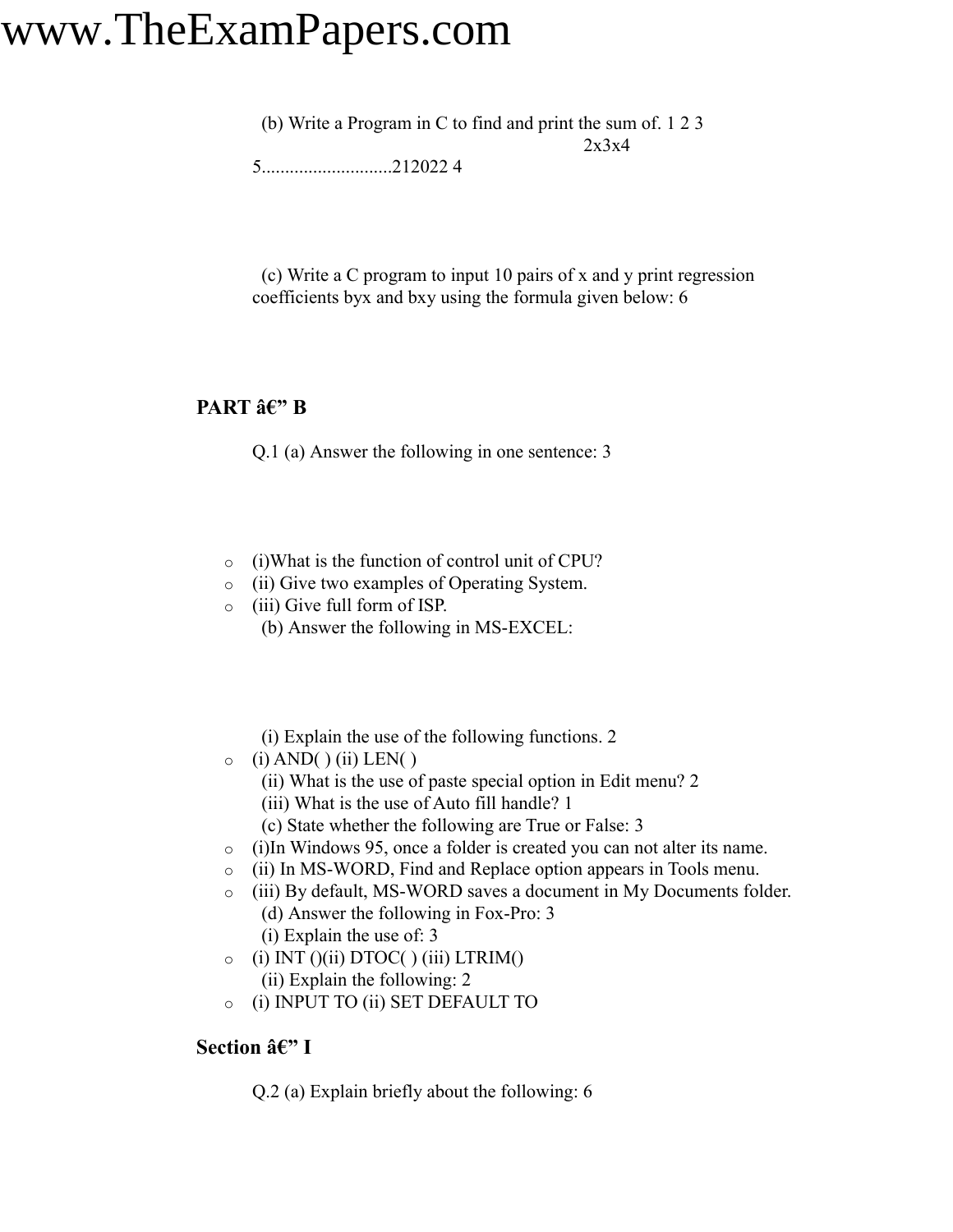(b) Write a Program in C to find and print the sum of. 1 2 3

2x3x4

5...........................212022 4

(c) Write a C program to input 10 pairs of x and y print regression coefficients byx and bxy using the formula given below: 6

## PART â€" B

Q.1 (a) Answer the following in one sentence: 3

- (i)What is the function of control unit of CPU?
- (ii) Give two examples of Operating System.
- (iii) Give full form of ISP.

(b) Answer the following in MS-EXCEL:

(i) Explain the use of the following functions. 2

- (i) AND( ) (ii) LEN( )

(ii) What is the use of paste special option in Edit menu? 2

(iii) What is the use of Auto fill handle? 1

(c) State whether the following are True or False: 3

- (i)In Windows 95, once a folder is created you can not alter its name.
- (ii) In MS-WORD, Find and Replace option appears in Tools menu.
- (iii) By default, MS-WORD saves a document in My Documents folder.

(d) Answer the following in Fox-Pro: 3

(i) Explain the use of: 3

- (i) INT ()(ii) DTOC( ) (iii) LTRIM()

(ii) Explain the following: 2

- (i) INPUT TO (ii) SET DEFAULT TO

## Section â€" I

Q.2 (a) Explain briefly about the following: 6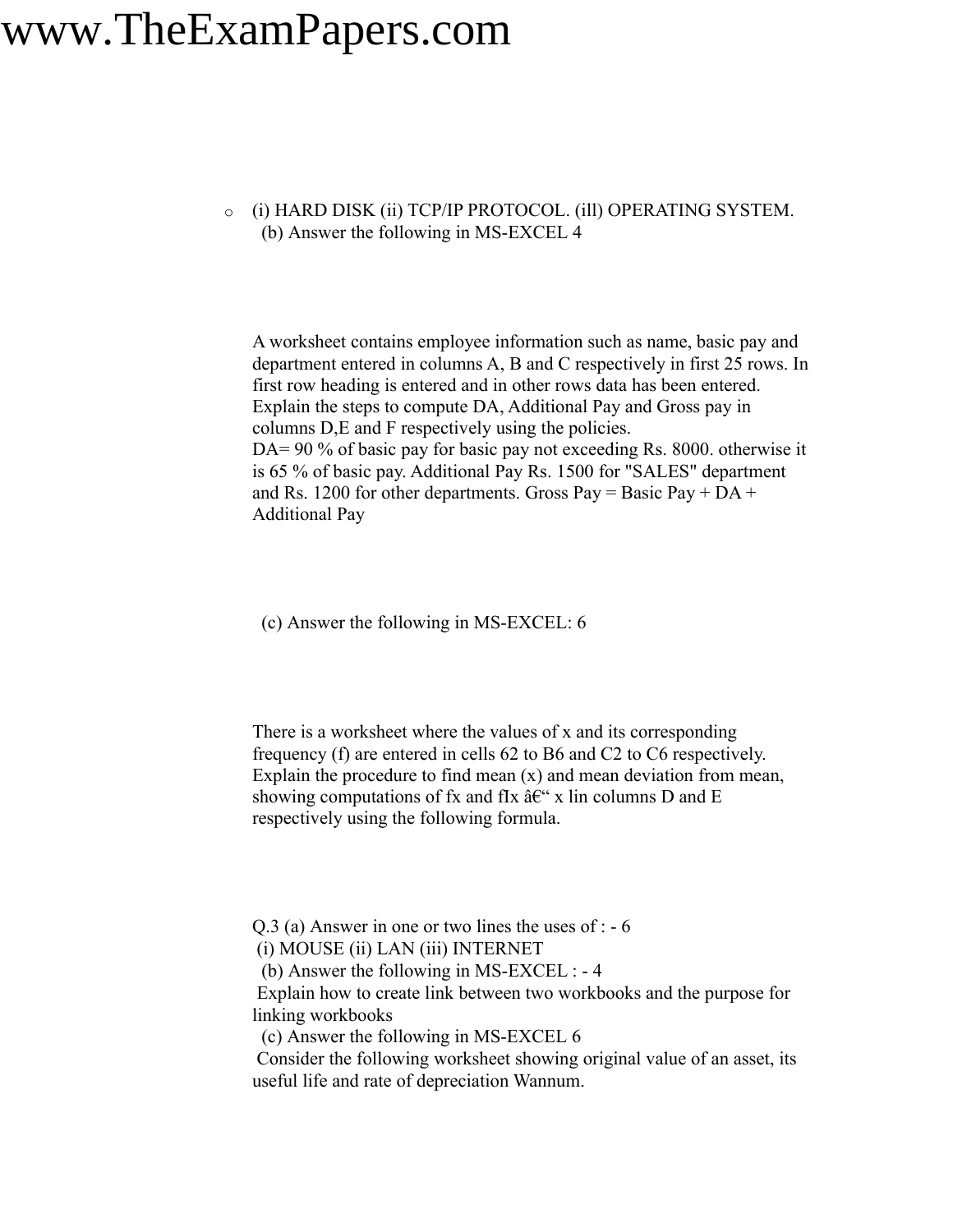- (i) HARD DISK (ii) TCP/IP PROTOCOL. (ill) OPERATING SYSTEM.
  (b) Answer the following in MS-EXCEL 4

A worksheet contains employee information such as name, basic pay and department entered in columns A, B and C respectively in first 25 rows. In first row heading is entered and in other rows data has been entered. Explain the steps to compute DA, Additional Pay and Gross pay in columns D,E and F respectively using the policies.
DA= 90 % of basic pay for basic pay not exceeding Rs. 8000. otherwise it is 65 % of basic pay. Additional Pay Rs. 1500 for "SALES" department and Rs. 1200 for other departments. Gross Pay = Basic Pay + DA + Additional Pay

(c) Answer the following in MS-EXCEL: 6

There is a worksheet where the values of x and its corresponding frequency (f) are entered in cells 62 to B6 and C2 to C6 respectively. Explain the procedure to find mean (x) and mean deviation from mean, showing computations of fx and fIx â€“ x lin columns D and E respectively using the following formula.

Q.3 (a) Answer in one or two lines the uses of : - 6
(i) MOUSE (ii) LAN (iii) INTERNET
(b) Answer the following in MS-EXCEL : - 4
Explain how to create link between two workbooks and the purpose for linking workbooks
(c) Answer the following in MS-EXCEL 6
Consider the following worksheet showing original value of an asset, its useful life and rate of depreciation Wannum.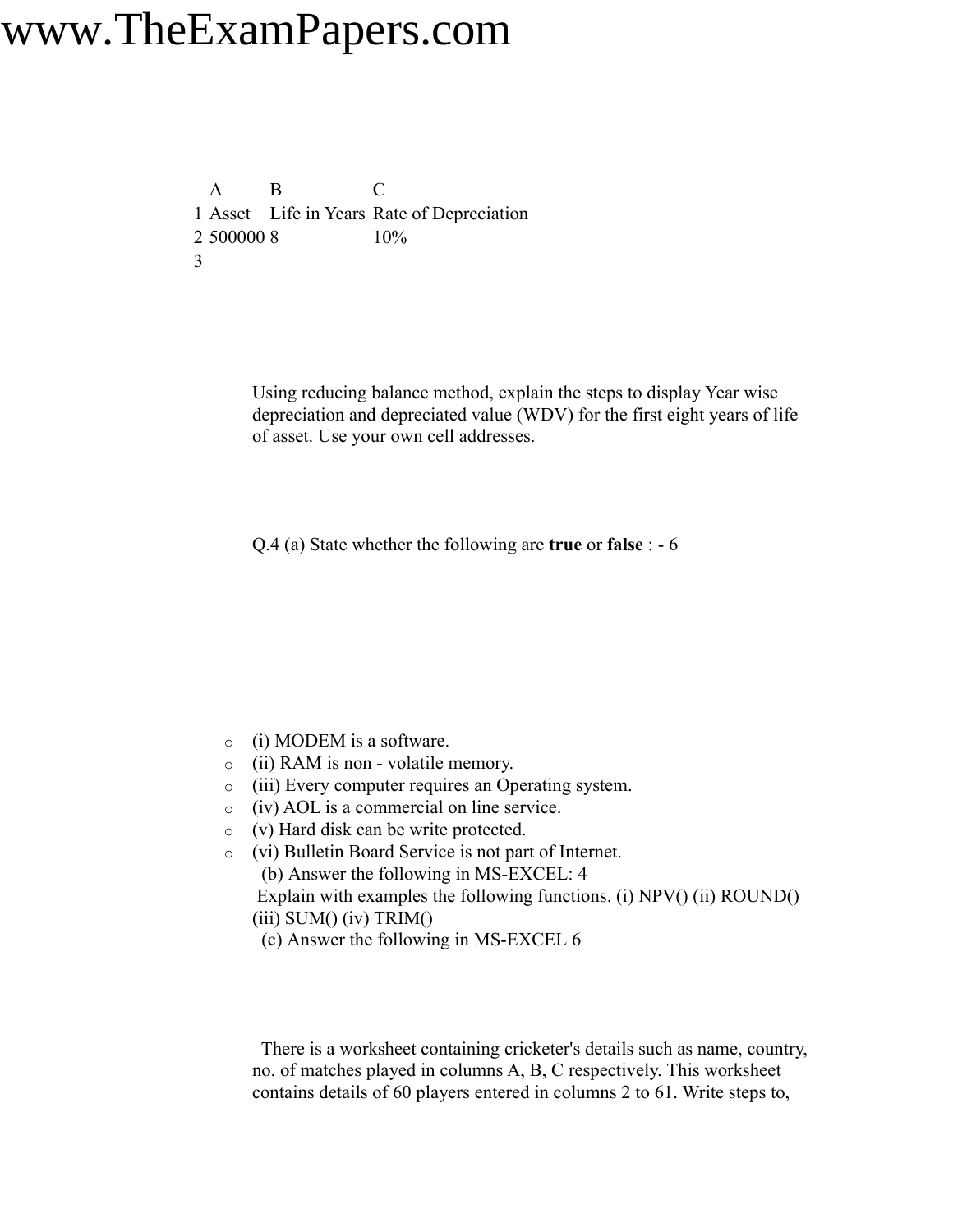www.TheExamPapers.com

| | A | B | C |
|---|---|---|---|
| 1 | Asset | Life in Years | Rate of Depreciation |
| 2 | 500000 | 8 | 10% |
| 3 | | | |

Using reducing balance method, explain the steps to display Year wise depreciation and depreciated value (WDV) for the first eight years of life of asset. Use your own cell addresses.

Q.4 (a) State whether the following are **true** or **false** : - 6

- (i) MODEM is a software.
- (ii) RAM is non - volatile memory.
- (iii) Every computer requires an Operating system.
- (iv) AOL is a commercial on line service.
- (v) Hard disk can be write protected.
- (vi) Bulletin Board Service is not part of Internet.

(b) Answer the following in MS-EXCEL: 4

Explain with examples the following functions. (i) NPV() (ii) ROUND() (iii) SUM() (iv) TRIM()

(c) Answer the following in MS-EXCEL 6

There is a worksheet containing cricketer's details such as name, country, no. of matches played in columns A, B, C respectively. This worksheet contains details of 60 players entered in columns 2 to 61. Write steps to,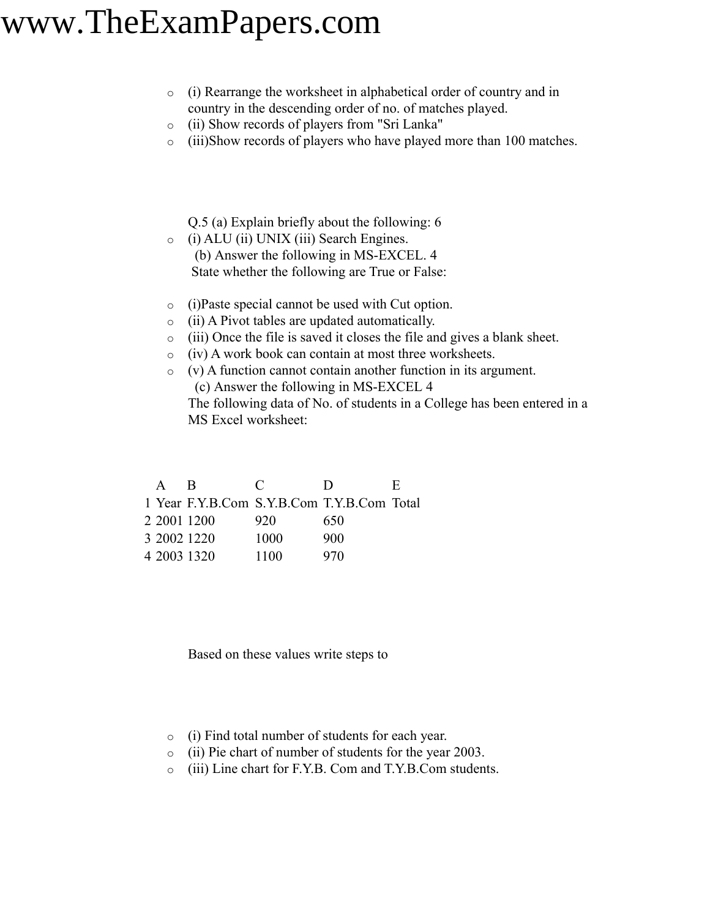- (i) Rearrange the worksheet in alphabetical order of country and in country in the descending order of no. of matches played.
- (ii) Show records of players from "Sri Lanka"
- (iii)Show records of players who have played more than 100 matches.

Q.5 (a) Explain briefly about the following: 6

- (i) ALU (ii) UNIX (iii) Search Engines.

(b) Answer the following in MS-EXCEL. 4

State whether the following are True or False:

- (i)Paste special cannot be used with Cut option.
- (ii) A Pivot tables are updated automatically.
- (iii) Once the file is saved it closes the file and gives a blank sheet.
- (iv) A work book can contain at most three worksheets.
- (v) A function cannot contain another function in its argument.

(c) Answer the following in MS-EXCEL 4

The following data of No. of students in a College has been entered in a MS Excel worksheet:

| | A | B | C | D | E |
|---|---|---|---|---|---|
| 1 | Year | F.Y.B.Com | S.Y.B.Com | T.Y.B.Com | Total |
| 2 | 2001 | 1200 | 920 | 650 | |
| 3 | 2002 | 1220 | 1000 | 900 | |
| 4 | 2003 | 1320 | 1100 | 970 | |

Based on these values write steps to

- (i) Find total number of students for each year.
- (ii) Pie chart of number of students for the year 2003.
- (iii) Line chart for F.Y.B. Com and T.Y.B.Com students.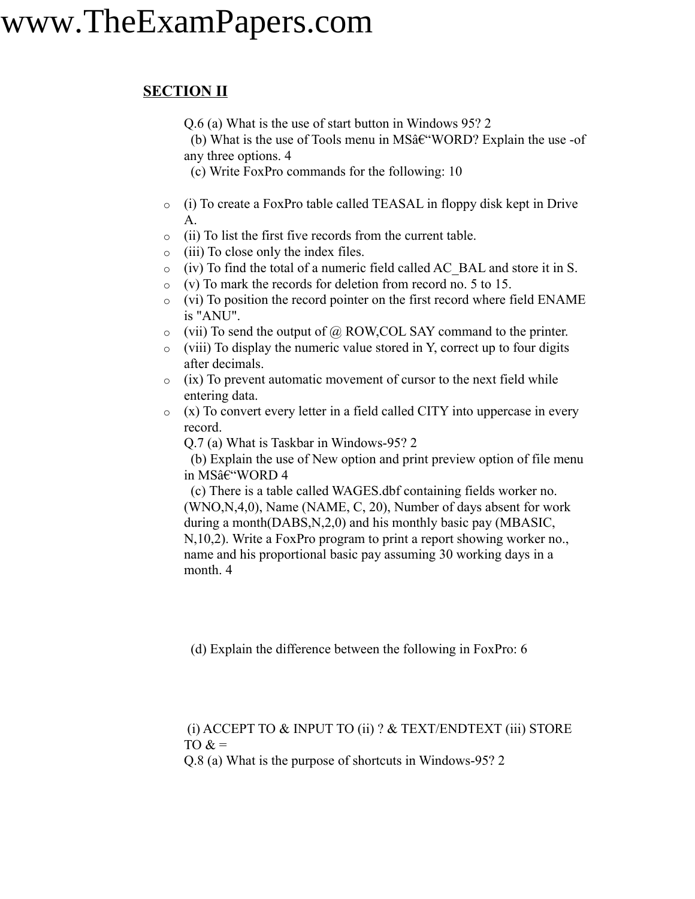## SECTION II

Q.6 (a) What is the use of start button in Windows 95? 2

(b) What is the use of Tools menu in MSâ€“WORD? Explain the use -of any three options. 4

(c) Write FoxPro commands for the following: 10

- (i) To create a FoxPro table called TEASAL in floppy disk kept in Drive A.
- (ii) To list the first five records from the current table.
- (iii) To close only the index files.
- (iv) To find the total of a numeric field called AC_BAL and store it in S.
- (v) To mark the records for deletion from record no. 5 to 15.
- (vi) To position the record pointer on the first record where field ENAME is "ANU".
- (vii) To send the output of @ ROW,COL SAY command to the printer.
- (viii) To display the numeric value stored in Y, correct up to four digits after decimals.
- (ix) To prevent automatic movement of cursor to the next field while entering data.
- (x) To convert every letter in a field called CITY into uppercase in every record.

Q.7 (a) What is Taskbar in Windows-95? 2

(b) Explain the use of New option and print preview option of file menu in MSâ€“WORD 4

(c) There is a table called WAGES.dbf containing fields worker no. (WNO,N,4,0), Name (NAME, C, 20), Number of days absent for work during a month(DABS,N,2,0) and his monthly basic pay (MBASIC, N,10,2). Write a FoxPro program to print a report showing worker no., name and his proportional basic pay assuming 30 working days in a month. 4

(d) Explain the difference between the following in FoxPro: 6

(i) ACCEPT TO & INPUT TO (ii) ? & TEXT/ENDTEXT (iii) STORE TO & =

Q.8 (a) What is the purpose of shortcuts in Windows-95? 2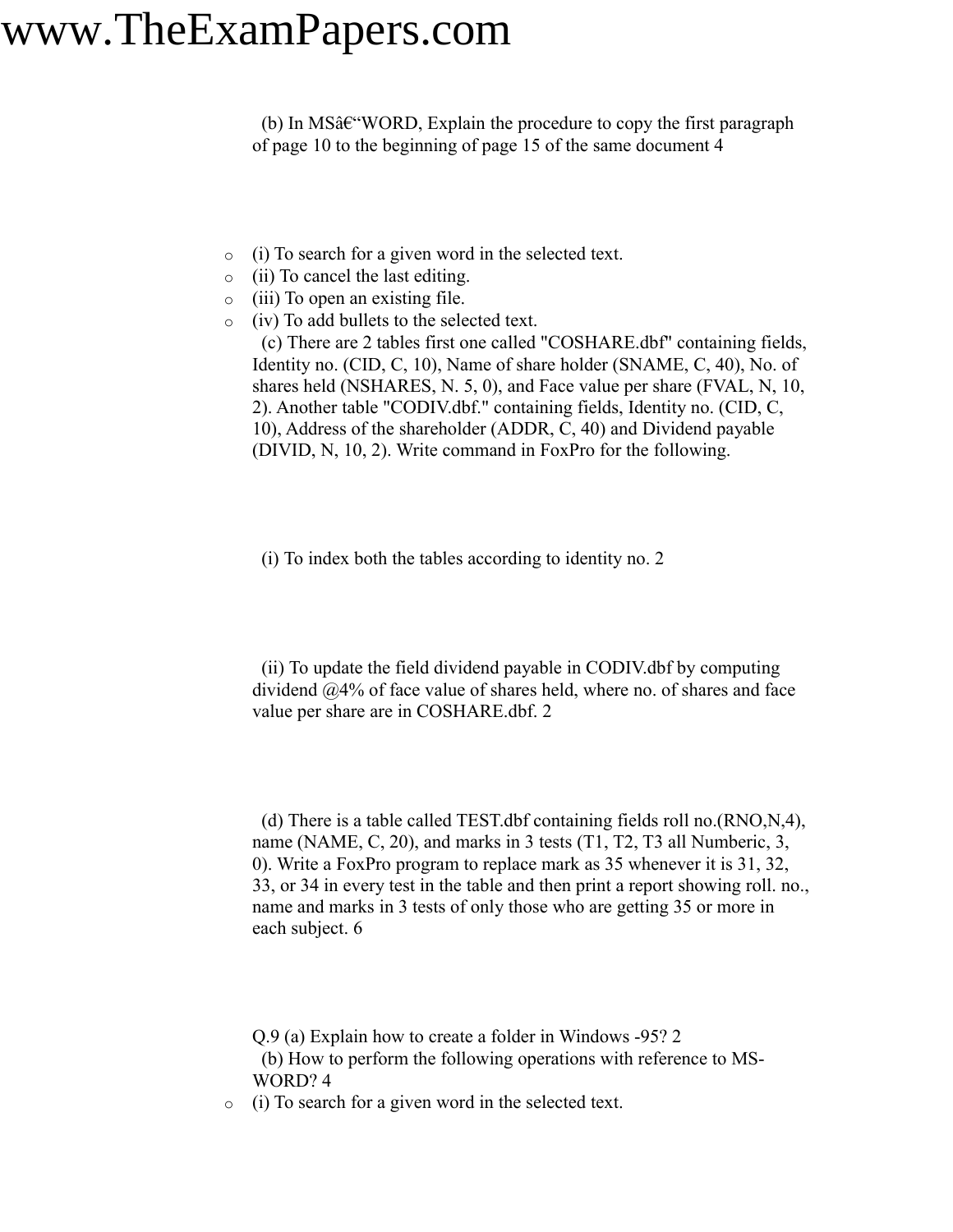(b) In MSâ€“WORD, Explain the procedure to copy the first paragraph of page 10 to the beginning of page 15 of the same document 4

- (i) To search for a given word in the selected text.
- (ii) To cancel the last editing.
- (iii) To open an existing file.
- (iv) To add bullets to the selected text.

(c) There are 2 tables first one called "COSHARE.dbf" containing fields, Identity no. (CID, C, 10), Name of share holder (SNAME, C, 40), No. of shares held (NSHARES, N. 5, 0), and Face value per share (FVAL, N, 10, 2). Another table "CODIV.dbf." containing fields, Identity no. (CID, C, 10), Address of the shareholder (ADDR, C, 40) and Dividend payable (DIVID, N, 10, 2). Write command in FoxPro for the following.

(i) To index both the tables according to identity no. 2

(ii) To update the field dividend payable in CODIV.dbf by computing dividend @4% of face value of shares held, where no. of shares and face value per share are in COSHARE.dbf. 2

(d) There is a table called TEST.dbf containing fields roll no.(RNO,N,4), name (NAME, C, 20), and marks in 3 tests (T1, T2, T3 all Numberic, 3, 0). Write a FoxPro program to replace mark as 35 whenever it is 31, 32, 33, or 34 in every test in the table and then print a report showing roll. no., name and marks in 3 tests of only those who are getting 35 or more in each subject. 6

Q.9 (a) Explain how to create a folder in Windows -95? 2

(b) How to perform the following operations with reference to MS-WORD? 4

- (i) To search for a given word in the selected text.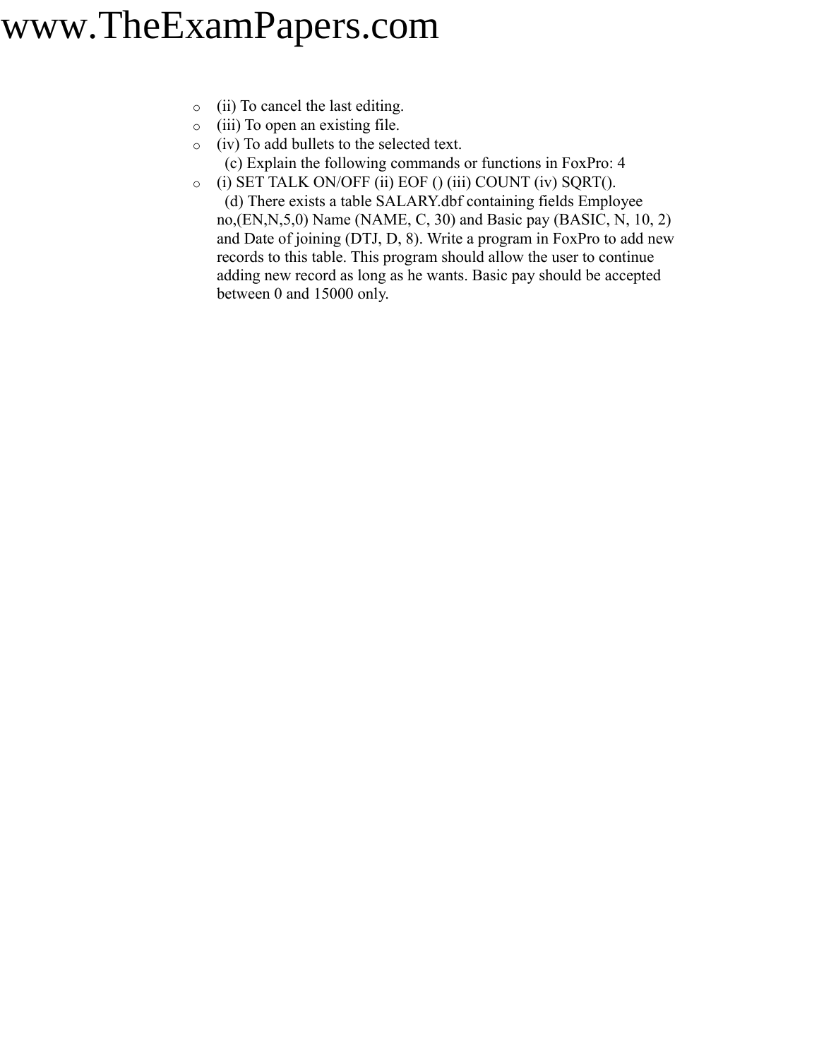- (ii) To cancel the last editing.
- (iii) To open an existing file.
- (iv) To add bullets to the selected text.

  (c) Explain the following commands or functions in FoxPro: 4
- (i) SET TALK ON/OFF (ii) EOF () (iii) COUNT (iv) SQRT().

  (d) There exists a table SALARY.dbf containing fields Employee no,(EN,N,5,0) Name (NAME, C, 30) and Basic pay (BASIC, N, 10, 2) and Date of joining (DTJ, D, 8). Write a program in FoxPro to add new records to this table. This program should allow the user to continue adding new record as long as he wants. Basic pay should be accepted between 0 and 15000 only.